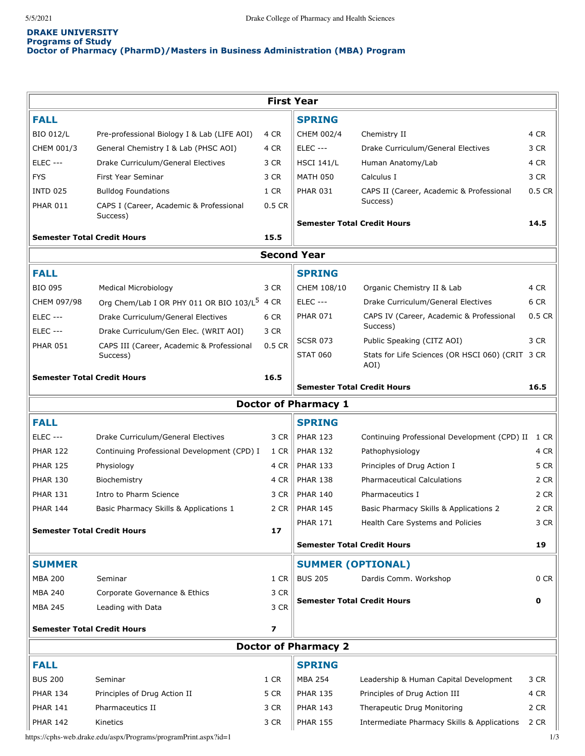# DRAKE UNIVERSITY
## Programs of Study
## Doctor of Pharmacy (PharmD)/Masters in Business Administration (MBA) Program

### First Year

**FALL**

| Course | Title | Credits |
|---|---|---|
| BIO 012/L | Pre-professional Biology I & Lab (LIFE AOI) | 4 CR |
| CHEM 001/3 | General Chemistry I & Lab (PHSC AOI) | 4 CR |
| ELEC --- | Drake Curriculum/General Electives | 3 CR |
| FYS | First Year Seminar | 3 CR |
| INTD 025 | Bulldog Foundations | 1 CR |
| PHAR 011 | CAPS I (Career, Academic & Professional Success) | 0.5 CR |
| **Semester Total Credit Hours** | | **15.5** |

**SPRING**

| Course | Title | Credits |
|---|---|---|
| CHEM 002/4 | Chemistry II | 4 CR |
| ELEC --- | Drake Curriculum/General Electives | 3 CR |
| HSCI 141/L | Human Anatomy/Lab | 4 CR |
| MATH 050 | Calculus I | 3 CR |
| PHAR 031 | CAPS II (Career, Academic & Professional Success) | 0.5 CR |
| **Semester Total Credit Hours** | | **14.5** |

### Second Year

**FALL**

| Course | Title | Credits |
|---|---|---|
| BIO 095 | Medical Microbiology | 3 CR |
| CHEM 097/98 | Org Chem/Lab I OR PHY 011 OR BIO 103/L[5] | 4 CR |
| ELEC --- | Drake Curriculum/General Electives | 6 CR |
| ELEC --- | Drake Curriculum/Gen Elec. (WRIT AOI) | 3 CR |
| PHAR 051 | CAPS III (Career, Academic & Professional Success) | 0.5 CR |
| **Semester Total Credit Hours** | | **16.5** |

**SPRING**

| Course | Title | Credits |
|---|---|---|
| CHEM 108/10 | Organic Chemistry II & Lab | 4 CR |
| ELEC --- | Drake Curriculum/General Electives | 6 CR |
| PHAR 071 | CAPS IV (Career, Academic & Professional Success) | 0.5 CR |
| SCSR 073 | Public Speaking (CITZ AOI) | 3 CR |
| STAT 060 | Stats for Life Sciences (OR HSCI 060) (CRIT AOI) | 3 CR |
| **Semester Total Credit Hours** | | **16.5** |

### Doctor of Pharmacy 1

**FALL**

| Course | Title | Credits |
|---|---|---|
| ELEC --- | Drake Curriculum/General Electives | 3 CR |
| PHAR 122 | Continuing Professional Development (CPD) I | 1 CR |
| PHAR 125 | Physiology | 4 CR |
| PHAR 130 | Biochemistry | 4 CR |
| PHAR 131 | Intro to Pharm Science | 3 CR |
| PHAR 144 | Basic Pharmacy Skills & Applications 1 | 2 CR |
| **Semester Total Credit Hours** | | **17** |

**SPRING**

| Course | Title | Credits |
|---|---|---|
| PHAR 123 | Continuing Professional Development (CPD) II | 1 CR |
| PHAR 132 | Pathophysiology | 4 CR |
| PHAR 133 | Principles of Drug Action I | 5 CR |
| PHAR 138 | Pharmaceutical Calculations | 2 CR |
| PHAR 140 | Pharmaceutics I | 2 CR |
| PHAR 145 | Basic Pharmacy Skills & Applications 2 | 2 CR |
| PHAR 171 | Health Care Systems and Policies | 3 CR |
| **Semester Total Credit Hours** | | **19** |

**SUMMER**

| Course | Title | Credits |
|---|---|---|
| MBA 200 | Seminar | 1 CR |
| MBA 240 | Corporate Governance & Ethics | 3 CR |
| MBA 245 | Leading with Data | 3 CR |
| **Semester Total Credit Hours** | | **7** |

**SUMMER (OPTIONAL)**

| Course | Title | Credits |
|---|---|---|
| BUS 205 | Dardis Comm. Workshop | 0 CR |
| **Semester Total Credit Hours** | | **0** |

### Doctor of Pharmacy 2

**FALL**

| Course | Title | Credits |
|---|---|---|
| BUS 200 | Seminar | 1 CR |
| PHAR 134 | Principles of Drug Action II | 5 CR |
| PHAR 141 | Pharmaceutics II | 3 CR |
| PHAR 142 | Kinetics | 3 CR |

**SPRING**

| Course | Title | Credits |
|---|---|---|
| MBA 254 | Leadership & Human Capital Development | 3 CR |
| PHAR 135 | Principles of Drug Action III | 4 CR |
| PHAR 143 | Therapeutic Drug Monitoring | 2 CR |
| PHAR 155 | Intermediate Pharmacy Skills & Applications | 2 CR |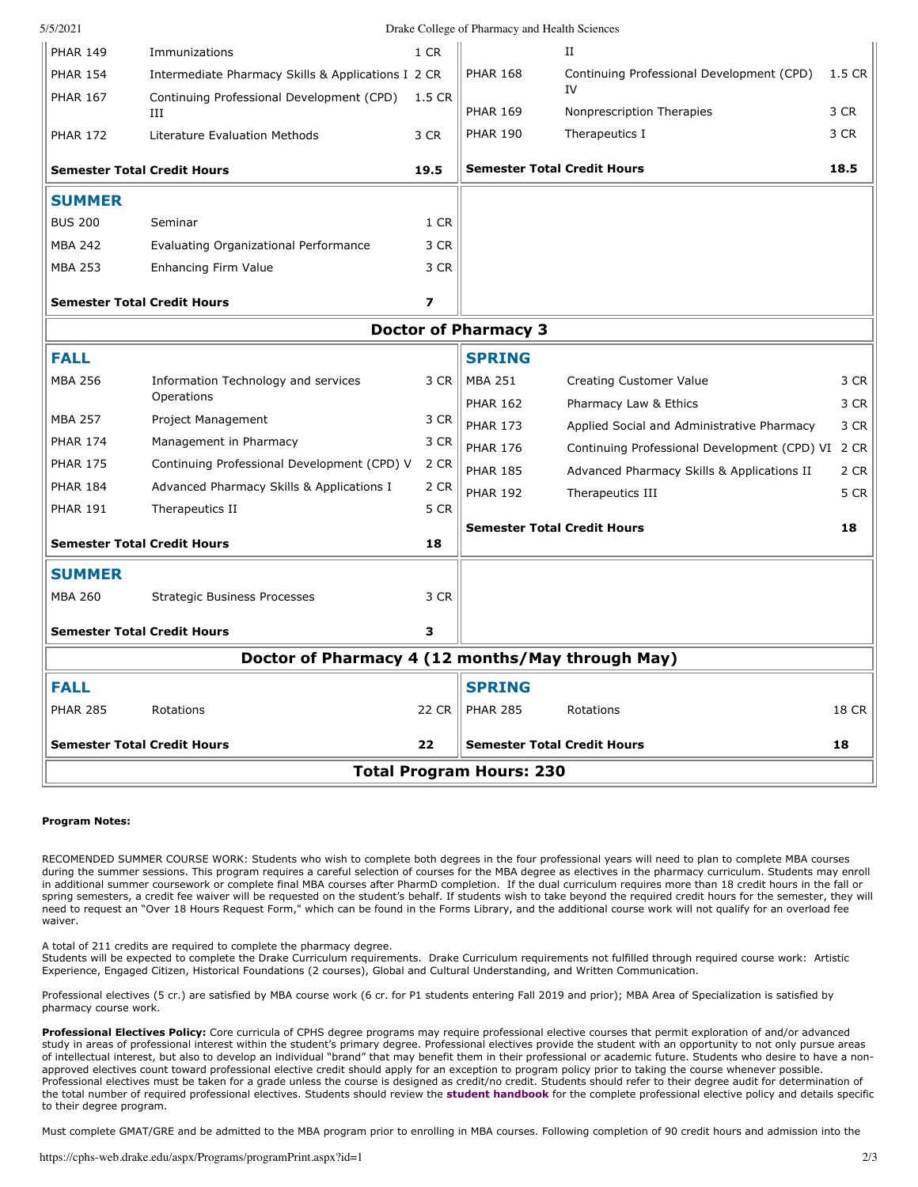| Course | Title | Credits | Course | Title | Credits |
|---|---|---|---|---|---|
| PHAR 149 | Immunizations | 1 CR | | II | |
| PHAR 154 | Intermediate Pharmacy Skills & Applications I | 2 CR | PHAR 168 | Continuing Professional Development (CPD) IV | 1.5 CR |
| PHAR 167 | Continuing Professional Development (CPD) III | 1.5 CR | PHAR 169 | Nonprescription Therapies | 3 CR |
| PHAR 172 | Literature Evaluation Methods | 3 CR | PHAR 190 | Therapeutics I | 3 CR |
| **Semester Total Credit Hours** | | **19.5** | **Semester Total Credit Hours** | | **18.5** |
| **SUMMER** | | | | | |
| BUS 200 | Seminar | 1 CR | | | |
| MBA 242 | Evaluating Organizational Performance | 3 CR | | | |
| MBA 253 | Enhancing Firm Value | 3 CR | | | |
| **Semester Total Credit Hours** | | **7** | | | |

## Doctor of Pharmacy 3

| FALL | | | SPRING | | |
|---|---|---|---|---|---|
| MBA 256 | Information Technology and services Operations | 3 CR | MBA 251 | Creating Customer Value | 3 CR |
| MBA 257 | Project Management | 3 CR | PHAR 162 | Pharmacy Law & Ethics | 3 CR |
| PHAR 174 | Management in Pharmacy | 3 CR | PHAR 173 | Applied Social and Administrative Pharmacy | 3 CR |
| PHAR 175 | Continuing Professional Development (CPD) V | 2 CR | PHAR 176 | Continuing Professional Development (CPD) VI | 2 CR |
| PHAR 184 | Advanced Pharmacy Skills & Applications I | 2 CR | PHAR 185 | Advanced Pharmacy Skills & Applications II | 2 CR |
| PHAR 191 | Therapeutics II | 5 CR | PHAR 192 | Therapeutics III | 5 CR |
| **Semester Total Credit Hours** | | **18** | **Semester Total Credit Hours** | | **18** |
| **SUMMER** | | | | | |
| MBA 260 | Strategic Business Processes | 3 CR | | | |
| **Semester Total Credit Hours** | | **3** | | | |

## Doctor of Pharmacy 4 (12 months/May through May)

| FALL | | | SPRING | | |
|---|---|---|---|---|---|
| PHAR 285 | Rotations | 22 CR | PHAR 285 | Rotations | 18 CR |
| **Semester Total Credit Hours** | | **22** | **Semester Total Credit Hours** | | **18** |

**Total Program Hours: 230**

**Program Notes:**

RECOMENDED SUMMER COURSE WORK: Students who wish to complete both degrees in the four professional years will need to plan to complete MBA courses during the summer sessions. This program requires a careful selection of courses for the MBA degree as electives in the pharmacy curriculum. Students may enroll in additional summer coursework or complete final MBA courses after PharmD completion. If the dual curriculum requires more than 18 credit hours in the fall or spring semesters, a credit fee waiver will be requested on the student's behalf. If students wish to take beyond the required credit hours for the semester, they will need to request an "Over 18 Hours Request Form," which can be found in the Forms Library, and the additional course work will not qualify for an overload fee waiver.

A total of 211 credits are required to complete the pharmacy degree.
Students will be expected to complete the Drake Curriculum requirements. Drake Curriculum requirements not fulfilled through required course work: Artistic Experience, Engaged Citizen, Historical Foundations (2 courses), Global and Cultural Understanding, and Written Communication.

Professional electives (5 cr.) are satisfied by MBA course work (6 cr. for P1 students entering Fall 2019 and prior); MBA Area of Specialization is satisfied by pharmacy course work.

**Professional Electives Policy:** Core curricula of CPHS degree programs may require professional elective courses that permit exploration of and/or advanced study in areas of professional interest within the student's primary degree. Professional electives provide the student with an opportunity to not only pursue areas of intellectual interest, but also to develop an individual "brand" that may benefit them in their professional or academic future. Students who desire to have a non-approved electives count toward professional elective credit should apply for an exception to program policy prior to taking the course whenever possible. Professional electives must be taken for a grade unless the course is designed as credit/no credit. Students should refer to their degree audit for determination of the total number of required professional electives. Students should review the **student handbook** for the complete professional elective policy and details specific to their degree program.

Must complete GMAT/GRE and be admitted to the MBA program prior to enrolling in MBA courses. Following completion of 90 credit hours and admission into the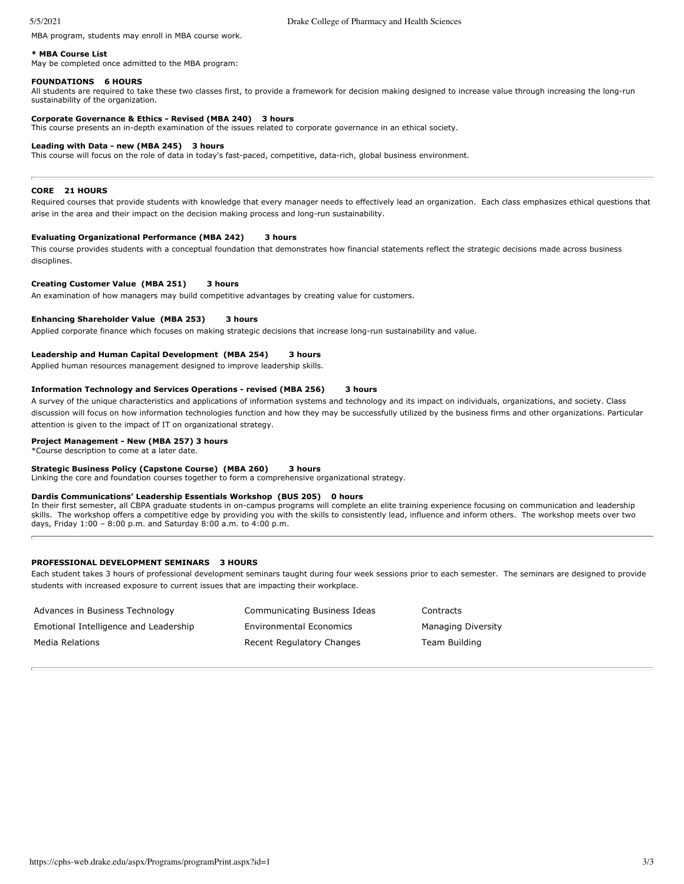MBA program, students may enroll in MBA course work.

**\* MBA Course List**
May be completed once admitted to the MBA program:

**FOUNDATIONS 6 HOURS**
All students are required to take these two classes first, to provide a framework for decision making designed to increase value through increasing the long-run sustainability of the organization.

**Corporate Governance & Ethics - Revised (MBA 240) 3 hours**
This course presents an in-depth examination of the issues related to corporate governance in an ethical society.

**Leading with Data - new (MBA 245) 3 hours**
This course will focus on the role of data in today's fast-paced, competitive, data-rich, global business environment.

---

**CORE 21 HOURS**
Required courses that provide students with knowledge that every manager needs to effectively lead an organization. Each class emphasizes ethical questions that arise in the area and their impact on the decision making process and long-run sustainability.

**Evaluating Organizational Performance (MBA 242) 3 hours**
This course provides students with a conceptual foundation that demonstrates how financial statements reflect the strategic decisions made across business disciplines.

**Creating Customer Value (MBA 251) 3 hours**
An examination of how managers may build competitive advantages by creating value for customers.

**Enhancing Shareholder Value (MBA 253) 3 hours**
Applied corporate finance which focuses on making strategic decisions that increase long-run sustainability and value.

**Leadership and Human Capital Development (MBA 254) 3 hours**
Applied human resources management designed to improve leadership skills.

**Information Technology and Services Operations - revised (MBA 256) 3 hours**
A survey of the unique characteristics and applications of information systems and technology and its impact on individuals, organizations, and society. Class discussion will focus on how information technologies function and how they may be successfully utilized by the business firms and other organizations. Particular attention is given to the impact of IT on organizational strategy.

**Project Management - New (MBA 257) 3 hours**
*Course description to come at a later date.

**Strategic Business Policy (Capstone Course) (MBA 260) 3 hours**
Linking the core and foundation courses together to form a comprehensive organizational strategy.

**Dardis Communications' Leadership Essentials Workshop (BUS 205) 0 hours**
In their first semester, all CBPA graduate students in on-campus programs will complete an elite training experience focusing on communication and leadership skills. The workshop offers a competitive edge by providing you with the skills to consistently lead, influence and inform others. The workshop meets over two days, Friday 1:00 – 8:00 p.m. and Saturday 8:00 a.m. to 4:00 p.m.

---

**PROFESSIONAL DEVELOPMENT SEMINARS 3 HOURS**
Each student takes 3 hours of professional development seminars taught during four week sessions prior to each semester. The seminars are designed to provide students with increased exposure to current issues that are impacting their workplace.

| | | |
|---|---|---|
| Advances in Business Technology | Communicating Business Ideas | Contracts |
| Emotional Intelligence and Leadership | Environmental Economics | Managing Diversity |
| Media Relations | Recent Regulatory Changes | Team Building |